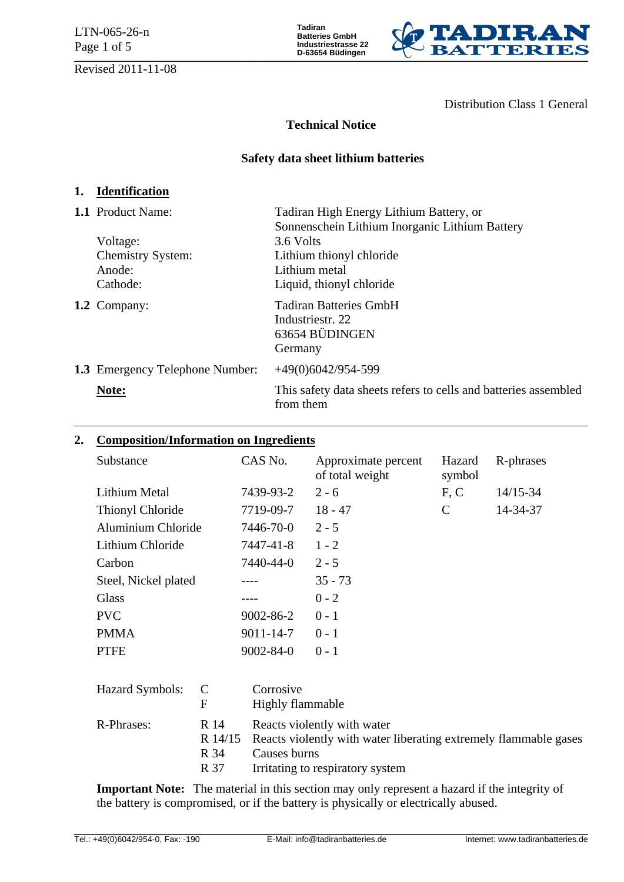Distribution Class 1 General

**Technical Notice**

**Safety data sheet lithium batteries**

## 1. Identification

| | |
|---|---|
| **1.1** Product Name: | Tadiran High Energy Lithium Battery, or Sonnenschein Lithium Inorganic Lithium Battery |
| Voltage: | 3.6 Volts |
| Chemistry System: | Lithium thionyl chloride |
| Anode: | Lithium metal |
| Cathode: | Liquid, thionyl chloride |
| **1.2** Company: | Tadiran Batteries GmbH<br>Industriestr. 22<br>63654 BÜDINGEN<br>Germany |
| **1.3** Emergency Telephone Number: | +49(0)6042/954-599 |
| **Note:** | This safety data sheets refers to cells and batteries assembled from them |

## 2. Composition/Information on Ingredients

| Substance | CAS No. | Approximate percent of total weight | Hazard symbol | R-phrases |
|---|---|---|---|---|
| Lithium Metal | 7439-93-2 | 2 - 6 | F, C | 14/15-34 |
| Thionyl Chloride | 7719-09-7 | 18 - 47 | C | 14-34-37 |
| Aluminium Chloride | 7446-70-0 | 2 - 5 | | |
| Lithium Chloride | 7447-41-8 | 1 - 2 | | |
| Carbon | 7440-44-0 | 2 - 5 | | |
| Steel, Nickel plated | ---- | 35 - 73 | | |
| Glass | ---- | 0 - 2 | | |
| PVC | 9002-86-2 | 0 - 1 | | |
| PMMA | 9011-14-7 | 0 - 1 | | |
| PTFE | 9002-84-0 | 0 - 1 | | |

| | | |
|---|---|---|
| Hazard Symbols: | C | Corrosive |
| | F | Highly flammable |
| R-Phrases: | R 14 | Reacts violently with water |
| | R 14/15 | Reacts violently with water liberating extremely flammable gases |
| | R 34 | Causes burns |
| | R 37 | Irritating to respiratory system |

**Important Note:** The material in this section may only represent a hazard if the integrity of the battery is compromised, or if the battery is physically or electrically abused.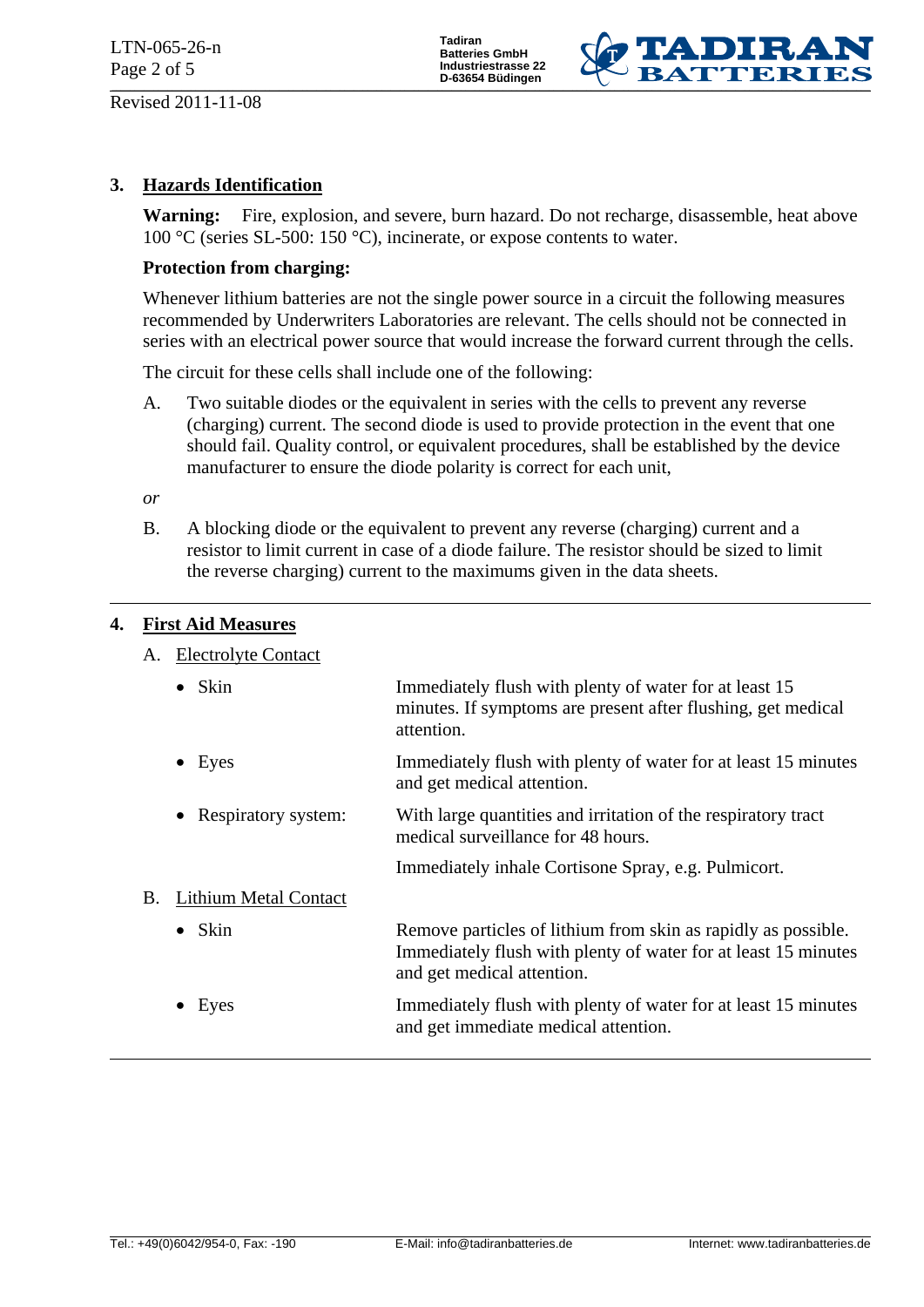## 3. Hazards Identification

**Warning:** Fire, explosion, and severe, burn hazard. Do not recharge, disassemble, heat above 100 °C (series SL-500: 150 °C), incinerate, or expose contents to water.

**Protection from charging:**

Whenever lithium batteries are not the single power source in a circuit the following measures recommended by Underwriters Laboratories are relevant. The cells should not be connected in series with an electrical power source that would increase the forward current through the cells.

The circuit for these cells shall include one of the following:

A. Two suitable diodes or the equivalent in series with the cells to prevent any reverse (charging) current. The second diode is used to provide protection in the event that one should fail. Quality control, or equivalent procedures, shall be established by the device manufacturer to ensure the diode polarity is correct for each unit,

*or*

B. A blocking diode or the equivalent to prevent any reverse (charging) current and a resistor to limit current in case of a diode failure. The resistor should be sized to limit the reverse charging) current to the maximums given in the data sheets.

## 4. First Aid Measures

A. Electrolyte Contact

- Skin: Immediately flush with plenty of water for at least 15 minutes. If symptoms are present after flushing, get medical attention.
- Eyes: Immediately flush with plenty of water for at least 15 minutes and get medical attention.
- Respiratory system: With large quantities and irritation of the respiratory tract medical surveillance for 48 hours.

  Immediately inhale Cortisone Spray, e.g. Pulmicort.

B. Lithium Metal Contact

- Skin: Remove particles of lithium from skin as rapidly as possible. Immediately flush with plenty of water for at least 15 minutes and get medical attention.
- Eyes: Immediately flush with plenty of water for at least 15 minutes and get immediate medical attention.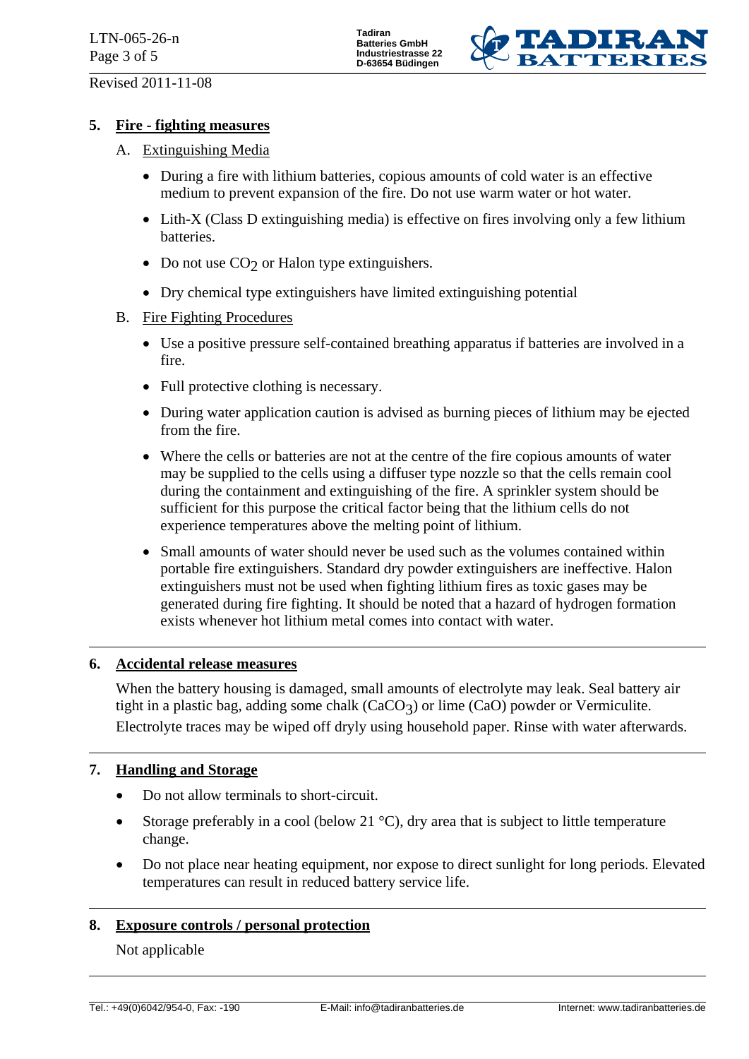## 5. Fire - fighting measures

A. Extinguishing Media

- During a fire with lithium batteries, copious amounts of cold water is an effective medium to prevent expansion of the fire. Do not use warm water or hot water.
- Lith-X (Class D extinguishing media) is effective on fires involving only a few lithium batteries.
- Do not use $CO_2$ or Halon type extinguishers.
- Dry chemical type extinguishers have limited extinguishing potential

B. Fire Fighting Procedures

- Use a positive pressure self-contained breathing apparatus if batteries are involved in a fire.
- Full protective clothing is necessary.
- During water application caution is advised as burning pieces of lithium may be ejected from the fire.
- Where the cells or batteries are not at the centre of the fire copious amounts of water may be supplied to the cells using a diffuser type nozzle so that the cells remain cool during the containment and extinguishing of the fire. A sprinkler system should be sufficient for this purpose the critical factor being that the lithium cells do not experience temperatures above the melting point of lithium.
- Small amounts of water should never be used such as the volumes contained within portable fire extinguishers. Standard dry powder extinguishers are ineffective. Halon extinguishers must not be used when fighting lithium fires as toxic gases may be generated during fire fighting. It should be noted that a hazard of hydrogen formation exists whenever hot lithium metal comes into contact with water.

## 6. Accidental release measures

When the battery housing is damaged, small amounts of electrolyte may leak. Seal battery air tight in a plastic bag, adding some chalk ($CaCO_3$) or lime ($CaO$) powder or Vermiculite. Electrolyte traces may be wiped off dryly using household paper. Rinse with water afterwards.

## 7. Handling and Storage

- Do not allow terminals to short-circuit.
- Storage preferably in a cool (below 21 °C), dry area that is subject to little temperature change.
- Do not place near heating equipment, nor expose to direct sunlight for long periods. Elevated temperatures can result in reduced battery service life.

## 8. Exposure controls / personal protection

Not applicable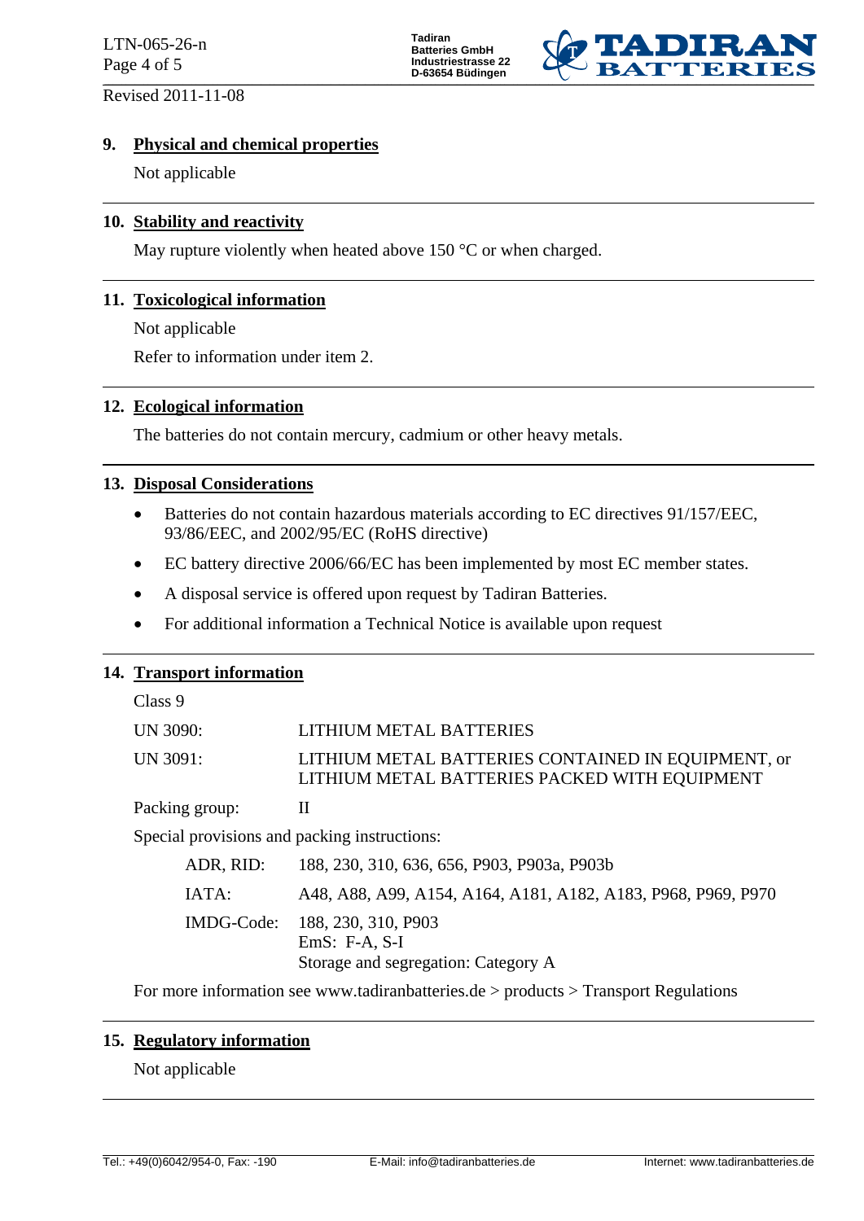## 9. Physical and chemical properties

Not applicable

## 10. Stability and reactivity

May rupture violently when heated above 150 °C or when charged.

## 11. Toxicological information

Not applicable

Refer to information under item 2.

## 12. Ecological information

The batteries do not contain mercury, cadmium or other heavy metals.

## 13. Disposal Considerations

- Batteries do not contain hazardous materials according to EC directives 91/157/EEC, 93/86/EEC, and 2002/95/EC (RoHS directive)
- EC battery directive 2006/66/EC has been implemented by most EC member states.
- A disposal service is offered upon request by Tadiran Batteries.
- For additional information a Technical Notice is available upon request

## 14. Transport information

Class 9

| | |
|---|---|
| UN 3090: | LITHIUM METAL BATTERIES |
| UN 3091: | LITHIUM METAL BATTERIES CONTAINED IN EQUIPMENT, or LITHIUM METAL BATTERIES PACKED WITH EQUIPMENT |
| Packing group: | II |

Special provisions and packing instructions:

| | |
|---|---|
| ADR, RID: | 188, 230, 310, 636, 656, P903, P903a, P903b |
| IATA: | A48, A88, A99, A154, A164, A181, A182, A183, P968, P969, P970 |
| IMDG-Code: | 188, 230, 310, P903<br>EmS: F-A, S-I<br>Storage and segregation: Category A |

For more information see www.tadiranbatteries.de > products > Transport Regulations

## 15. Regulatory information

Not applicable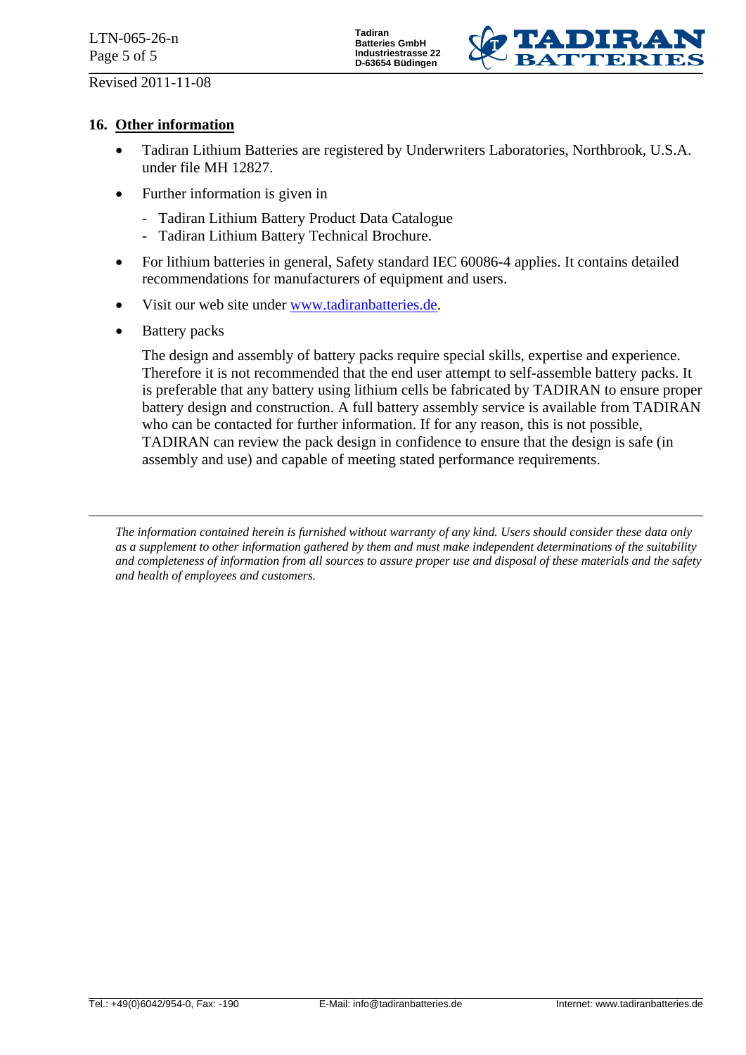## 16. Other information

- Tadiran Lithium Batteries are registered by Underwriters Laboratories, Northbrook, U.S.A. under file MH 12827.
- Further information is given in
  - Tadiran Lithium Battery Product Data Catalogue
  - Tadiran Lithium Battery Technical Brochure.
- For lithium batteries in general, Safety standard IEC 60086-4 applies. It contains detailed recommendations for manufacturers of equipment and users.
- Visit our web site under www.tadiranbatteries.de.
- Battery packs

  The design and assembly of battery packs require special skills, expertise and experience. Therefore it is not recommended that the end user attempt to self-assemble battery packs. It is preferable that any battery using lithium cells be fabricated by TADIRAN to ensure proper battery design and construction. A full battery assembly service is available from TADIRAN who can be contacted for further information. If for any reason, this is not possible, TADIRAN can review the pack design in confidence to ensure that the design is safe (in assembly and use) and capable of meeting stated performance requirements.

---

*The information contained herein is furnished without warranty of any kind. Users should consider these data only as a supplement to other information gathered by them and must make independent determinations of the suitability and completeness of information from all sources to assure proper use and disposal of these materials and the safety and health of employees and customers.*